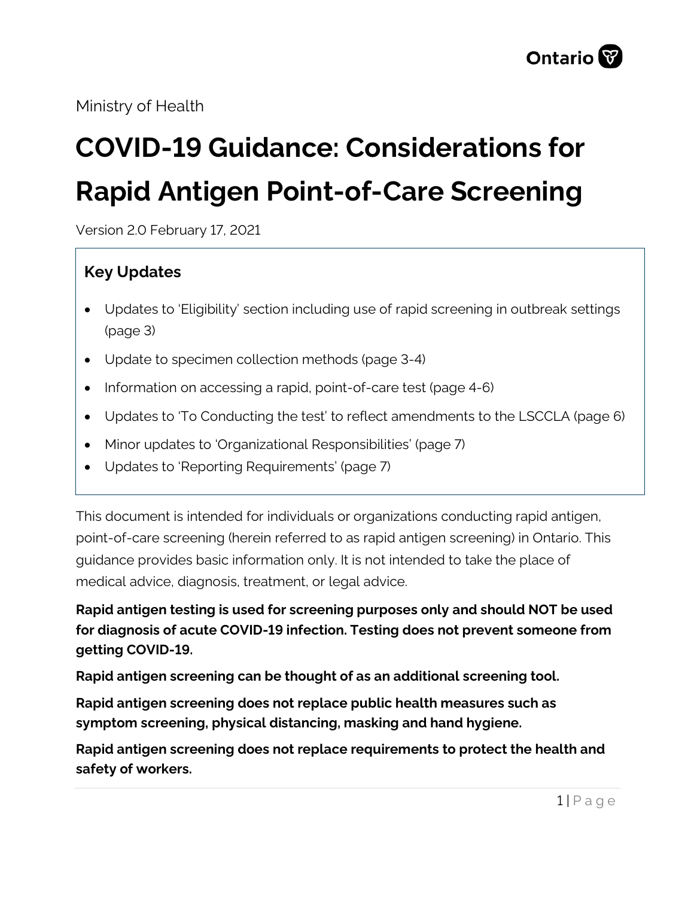Ontario

Ministry of Health

# COVID-19 Guidance: Considerations for Rapid Antigen Point-of-Care Screening

Version 2.0 February 17, 2021

## Key Updates

- Updates to 'Eligibility' section including use of rapid screening in outbreak settings (page 3)
- Update to specimen collection methods (page 3-4)
- Information on accessing a rapid, point-of-care test (page 4-6)
- Updates to 'To Conducting the test' to reflect amendments to the LSCCLA (page 6)
- Minor updates to 'Organizational Responsibilities' (page 7)
- Updates to 'Reporting Requirements' (page 7)

This document is intended for individuals or organizations conducting rapid antigen, point-of-care screening (herein referred to as rapid antigen screening) in Ontario. This guidance provides basic information only. It is not intended to take the place of medical advice, diagnosis, treatment, or legal advice.

**Rapid antigen testing is used for screening purposes only and should NOT be used for diagnosis of acute COVID-19 infection. Testing does not prevent someone from getting COVID-19.**

**Rapid antigen screening can be thought of as an additional screening tool.**

**Rapid antigen screening does not replace public health measures such as symptom screening, physical distancing, masking and hand hygiene.**

**Rapid antigen screening does not replace requirements to protect the health and safety of workers.**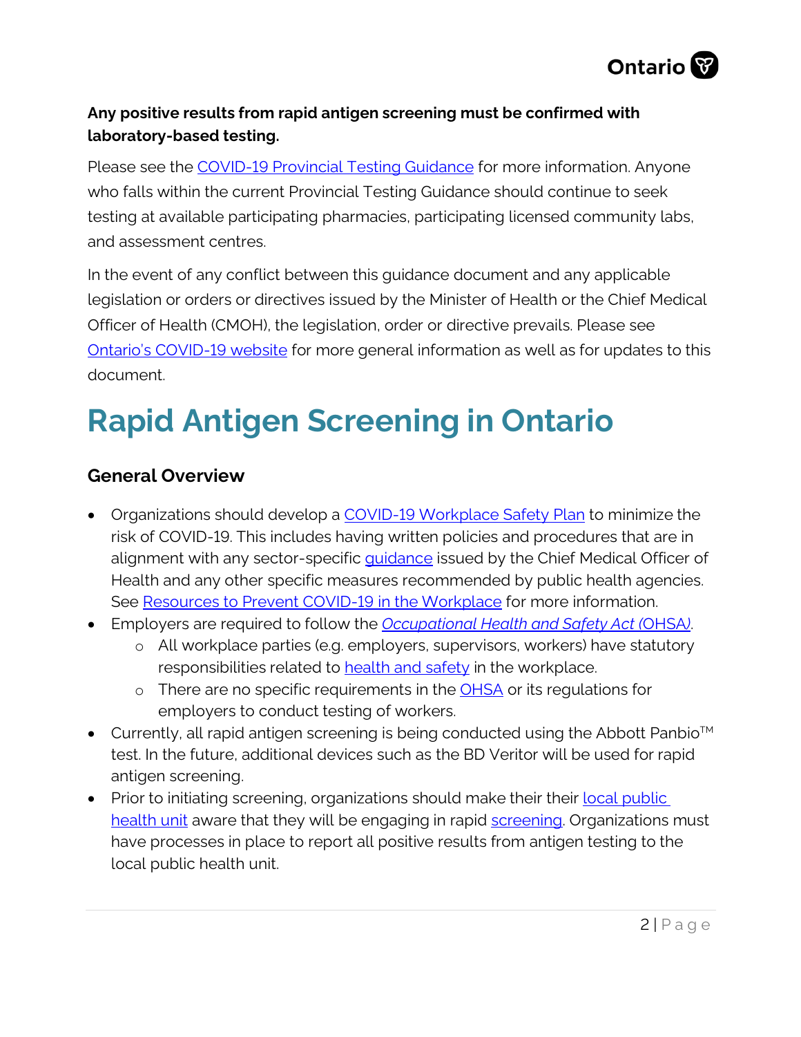**Any positive results from rapid antigen screening must be confirmed with laboratory-based testing.**

Please see the COVID-19 Provincial Testing Guidance for more information. Anyone who falls within the current Provincial Testing Guidance should continue to seek testing at available participating pharmacies, participating licensed community labs, and assessment centres.

In the event of any conflict between this guidance document and any applicable legislation or orders or directives issued by the Minister of Health or the Chief Medical Officer of Health (CMOH), the legislation, order or directive prevails. Please see Ontario's COVID-19 website for more general information as well as for updates to this document.

# Rapid Antigen Screening in Ontario

## General Overview

- Organizations should develop a COVID-19 Workplace Safety Plan to minimize the risk of COVID-19. This includes having written policies and procedures that are in alignment with any sector-specific guidance issued by the Chief Medical Officer of Health and any other specific measures recommended by public health agencies. See Resources to Prevent COVID-19 in the Workplace for more information.
- Employers are required to follow the *Occupational Health and Safety Act* (OHSA).
  - All workplace parties (e.g. employers, supervisors, workers) have statutory responsibilities related to health and safety in the workplace.
  - There are no specific requirements in the OHSA or its regulations for employers to conduct testing of workers.
- Currently, all rapid antigen screening is being conducted using the Abbott Panbio™ test. In the future, additional devices such as the BD Veritor will be used for rapid antigen screening.
- Prior to initiating screening, organizations should make their their local public health unit aware that they will be engaging in rapid screening. Organizations must have processes in place to report all positive results from antigen testing to the local public health unit.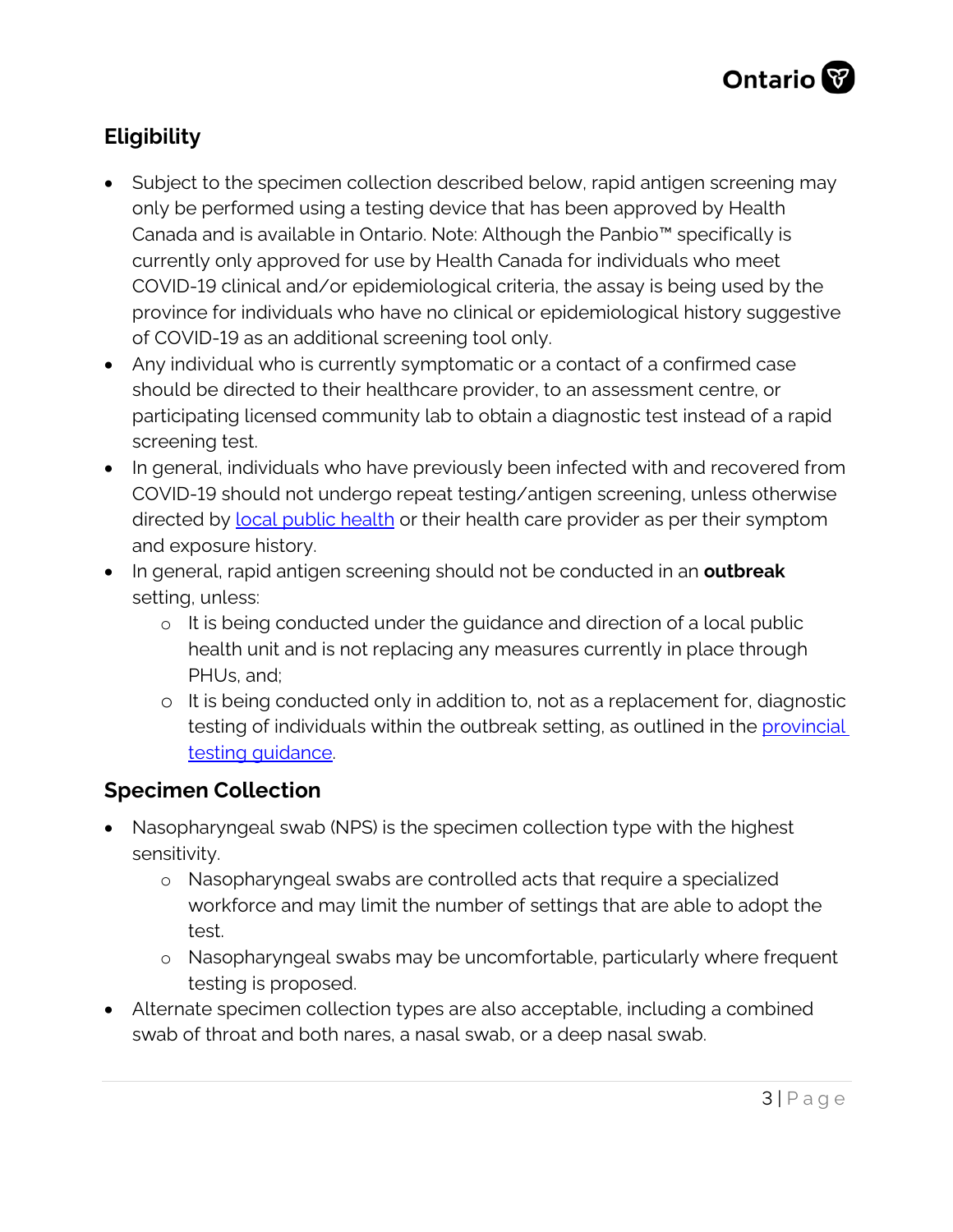## Eligibility

- Subject to the specimen collection described below, rapid antigen screening may only be performed using a testing device that has been approved by Health Canada and is available in Ontario. Note: Although the Panbio™ specifically is currently only approved for use by Health Canada for individuals who meet COVID-19 clinical and/or epidemiological criteria, the assay is being used by the province for individuals who have no clinical or epidemiological history suggestive of COVID-19 as an additional screening tool only.
- Any individual who is currently symptomatic or a contact of a confirmed case should be directed to their healthcare provider, to an assessment centre, or participating licensed community lab to obtain a diagnostic test instead of a rapid screening test.
- In general, individuals who have previously been infected with and recovered from COVID-19 should not undergo repeat testing/antigen screening, unless otherwise directed by local public health or their health care provider as per their symptom and exposure history.
- In general, rapid antigen screening should not be conducted in an **outbreak** setting, unless:
  - It is being conducted under the guidance and direction of a local public health unit and is not replacing any measures currently in place through PHUs, and;
  - It is being conducted only in addition to, not as a replacement for, diagnostic testing of individuals within the outbreak setting, as outlined in the provincial testing guidance.

## Specimen Collection

- Nasopharyngeal swab (NPS) is the specimen collection type with the highest sensitivity.
  - Nasopharyngeal swabs are controlled acts that require a specialized workforce and may limit the number of settings that are able to adopt the test.
  - Nasopharyngeal swabs may be uncomfortable, particularly where frequent testing is proposed.
- Alternate specimen collection types are also acceptable, including a combined swab of throat and both nares, a nasal swab, or a deep nasal swab.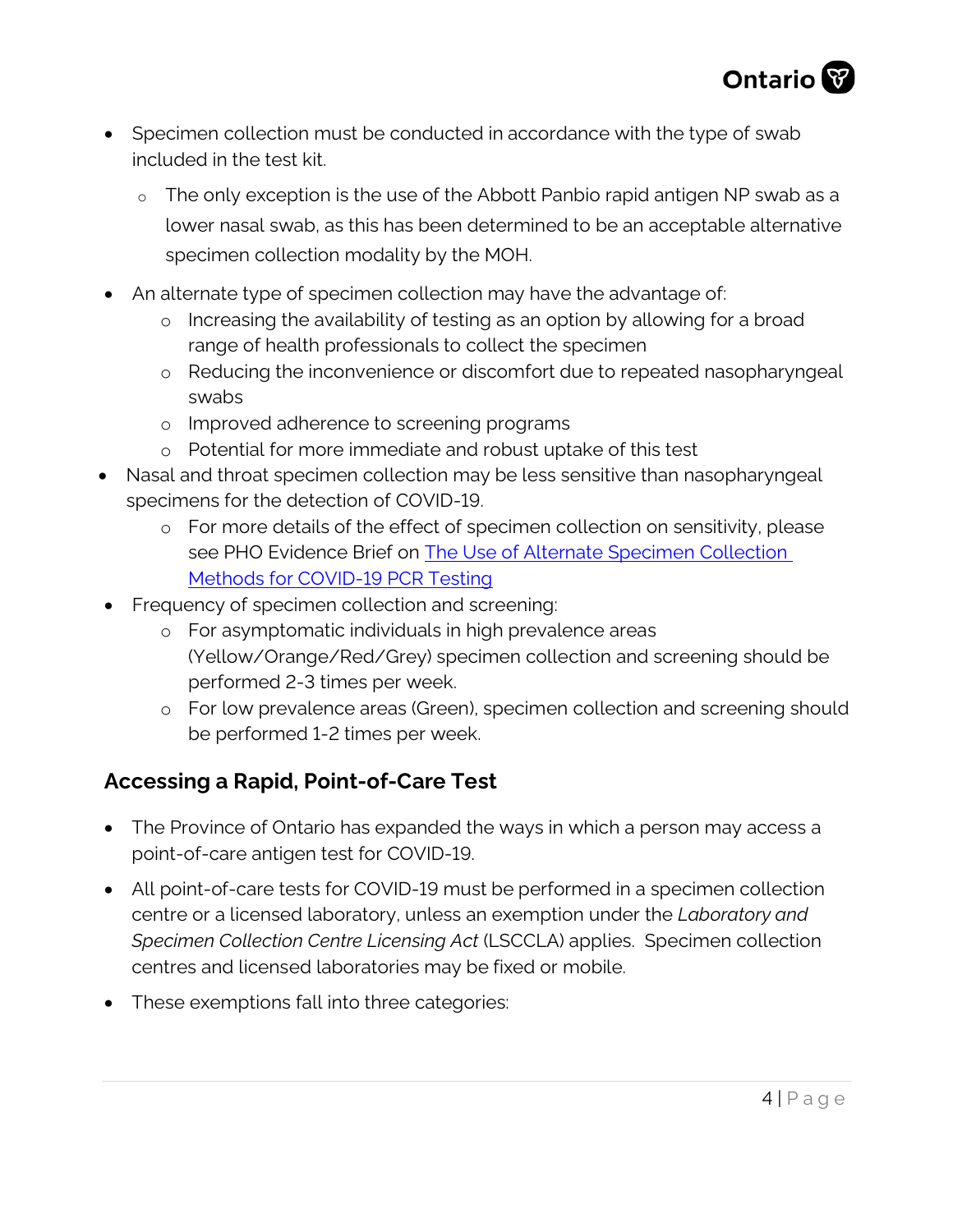- Specimen collection must be conducted in accordance with the type of swab included in the test kit.
    - The only exception is the use of the Abbott Panbio rapid antigen NP swab as a lower nasal swab, as this has been determined to be an acceptable alternative specimen collection modality by the MOH.
- An alternate type of specimen collection may have the advantage of:
    - Increasing the availability of testing as an option by allowing for a broad range of health professionals to collect the specimen
    - Reducing the inconvenience or discomfort due to repeated nasopharyngeal swabs
    - Improved adherence to screening programs
    - Potential for more immediate and robust uptake of this test
- Nasal and throat specimen collection may be less sensitive than nasopharyngeal specimens for the detection of COVID-19.
    - For more details of the effect of specimen collection on sensitivity, please see PHO Evidence Brief on [The Use of Alternate Specimen Collection Methods for COVID-19 PCR Testing]()
- Frequency of specimen collection and screening:
    - For asymptomatic individuals in high prevalence areas (Yellow/Orange/Red/Grey) specimen collection and screening should be performed 2-3 times per week.
    - For low prevalence areas (Green), specimen collection and screening should be performed 1-2 times per week.

## Accessing a Rapid, Point-of-Care Test

- The Province of Ontario has expanded the ways in which a person may access a point-of-care antigen test for COVID-19.
- All point-of-care tests for COVID-19 must be performed in a specimen collection centre or a licensed laboratory, unless an exemption under the *Laboratory and Specimen Collection Centre Licensing Act* (LSCCLA) applies. Specimen collection centres and licensed laboratories may be fixed or mobile.
- These exemptions fall into three categories: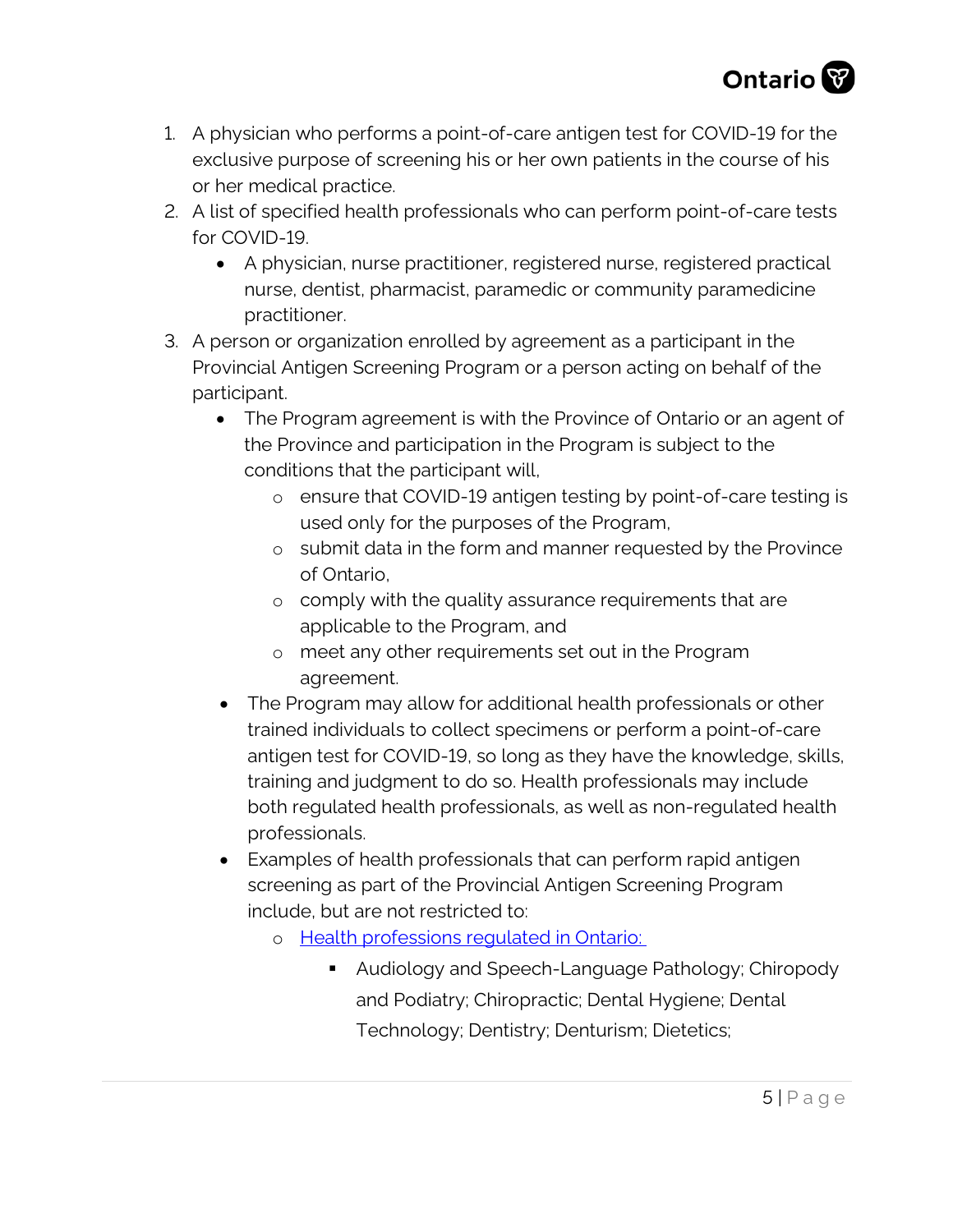1. A physician who performs a point-of-care antigen test for COVID-19 for the exclusive purpose of screening his or her own patients in the course of his or her medical practice.
2. A list of specified health professionals who can perform point-of-care tests for COVID-19.
   - A physician, nurse practitioner, registered nurse, registered practical nurse, dentist, pharmacist, paramedic or community paramedicine practitioner.
3. A person or organization enrolled by agreement as a participant in the Provincial Antigen Screening Program or a person acting on behalf of the participant.
   - The Program agreement is with the Province of Ontario or an agent of the Province and participation in the Program is subject to the conditions that the participant will,
     - ensure that COVID-19 antigen testing by point-of-care testing is used only for the purposes of the Program,
     - submit data in the form and manner requested by the Province of Ontario,
     - comply with the quality assurance requirements that are applicable to the Program, and
     - meet any other requirements set out in the Program agreement.
   - The Program may allow for additional health professionals or other trained individuals to collect specimens or perform a point-of-care antigen test for COVID-19, so long as they have the knowledge, skills, training and judgment to do so. Health professionals may include both regulated health professionals, as well as non-regulated health professionals.
   - Examples of health professionals that can perform rapid antigen screening as part of the Provincial Antigen Screening Program include, but are not restricted to:
     - Health professions regulated in Ontario:
       - Audiology and Speech-Language Pathology; Chiropody and Podiatry; Chiropractic; Dental Hygiene; Dental Technology; Dentistry; Denturism; Dietetics;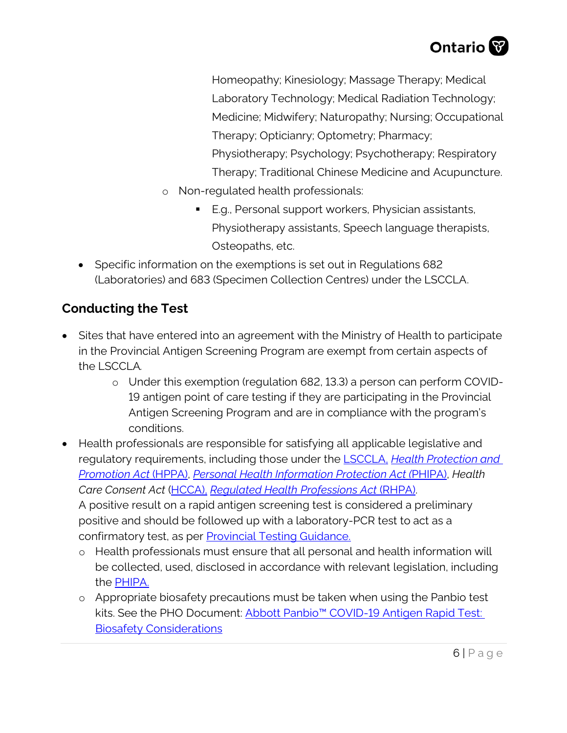Homeopathy; Kinesiology; Massage Therapy; Medical Laboratory Technology; Medical Radiation Technology; Medicine; Midwifery; Naturopathy; Nursing; Occupational Therapy; Opticianry; Optometry; Pharmacy; Physiotherapy; Psychology; Psychotherapy; Respiratory Therapy; Traditional Chinese Medicine and Acupuncture.

  - Non-regulated health professionals:
    - E.g., Personal support workers, Physician assistants, Physiotherapy assistants, Speech language therapists, Osteopaths, etc.

- Specific information on the exemptions is set out in Regulations 682 (Laboratories) and 683 (Specimen Collection Centres) under the LSCCLA.

## Conducting the Test

- Sites that have entered into an agreement with the Ministry of Health to participate in the Provincial Antigen Screening Program are exempt from certain aspects of the LSCCLA.
  - Under this exemption (regulation 682, 13.3) a person can perform COVID-19 antigen point of care testing if they are participating in the Provincial Antigen Screening Program and are in compliance with the program's conditions.
- Health professionals are responsible for satisfying all applicable legislative and regulatory requirements, including those under the LSCCLA, *Health Protection and Promotion Act* (HPPA), *Personal Health Information Protection Act* (PHIPA), *Health Care Consent Act* (HCCA), *Regulated Health Professions Act* (RHPA).
  A positive result on a rapid antigen screening test is considered a preliminary positive and should be followed up with a laboratory-PCR test to act as a confirmatory test, as per Provincial Testing Guidance.
  - Health professionals must ensure that all personal and health information will be collected, used, disclosed in accordance with relevant legislation, including the PHIPA.
  - Appropriate biosafety precautions must be taken when using the Panbio test kits. See the PHO Document: Abbott Panbio™ COVID-19 Antigen Rapid Test: Biosafety Considerations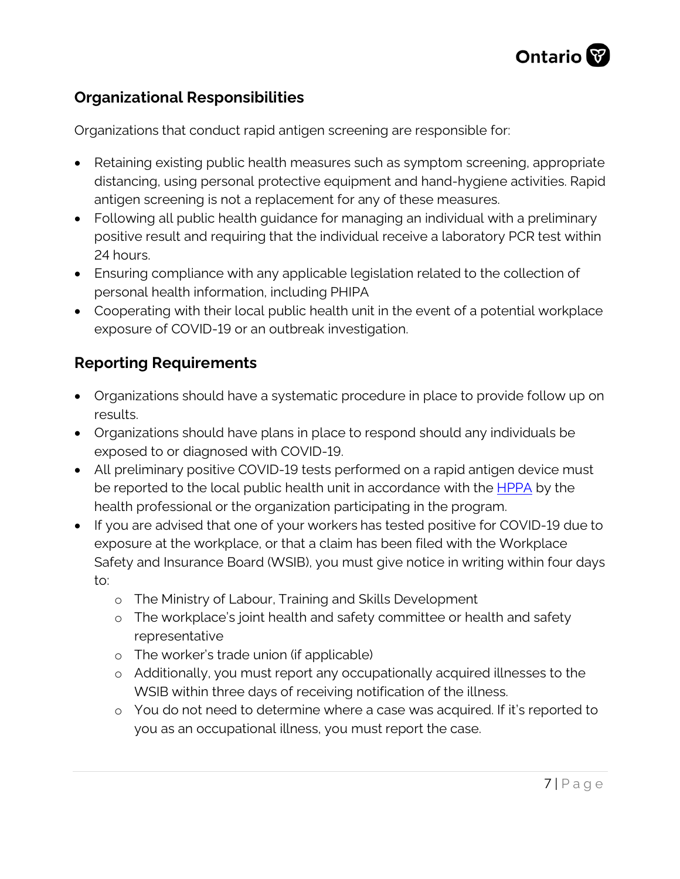## Organizational Responsibilities

Organizations that conduct rapid antigen screening are responsible for:

- Retaining existing public health measures such as symptom screening, appropriate distancing, using personal protective equipment and hand-hygiene activities. Rapid antigen screening is not a replacement for any of these measures.
- Following all public health guidance for managing an individual with a preliminary positive result and requiring that the individual receive a laboratory PCR test within 24 hours.
- Ensuring compliance with any applicable legislation related to the collection of personal health information, including PHIPA
- Cooperating with their local public health unit in the event of a potential workplace exposure of COVID-19 or an outbreak investigation.

## Reporting Requirements

- Organizations should have a systematic procedure in place to provide follow up on results.
- Organizations should have plans in place to respond should any individuals be exposed to or diagnosed with COVID-19.
- All preliminary positive COVID-19 tests performed on a rapid antigen device must be reported to the local public health unit in accordance with the HPPA by the health professional or the organization participating in the program.
- If you are advised that one of your workers has tested positive for COVID-19 due to exposure at the workplace, or that a claim has been filed with the Workplace Safety and Insurance Board (WSIB), you must give notice in writing within four days to:
  - The Ministry of Labour, Training and Skills Development
  - The workplace's joint health and safety committee or health and safety representative
  - The worker's trade union (if applicable)
  - Additionally, you must report any occupationally acquired illnesses to the WSIB within three days of receiving notification of the illness.
  - You do not need to determine where a case was acquired. If it's reported to you as an occupational illness, you must report the case.